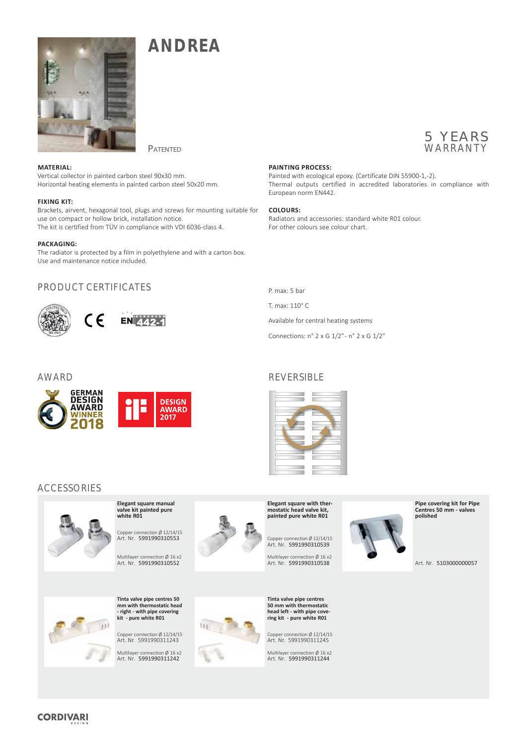# ANDREA

PATENTED

5 YEARS
WARRANTY

**MATERIAL:**
Vertical collector in painted carbon steel 90x30 mm.
Horizontal heating elements in painted carbon steel 50x20 mm.

**FIXING KIT:**
Brackets, airvent, hexagonal tool, plugs and screws for mounting suitable for use on compact or hollow brick, installation notice.
The kit is certified from TÜV in compliance with VDI 6036-class 4.

**PACKAGING:**
The radiator is protected by a film in polyethylene and with a carton box.
Use and maintenance notice included.

**PAINTING PROCESS:**
Painted with ecological epoxy. (Certificate DIN 55900-1,-2).
Thermal outputs certified in accredited laboratories in compliance with European norm EN442.

**COLOURS:**
Radiators and accessories: standard white R01 colour.
For other colours see colour chart.

## PRODUCT CERTIFICATES

P. max: 5 bar

T. max: 110° C

Available for central heating systems

Connections: n° 2 x G 1/2" - n° 2 x G 1/2"

## AWARD

GERMAN DESIGN AWARD WINNER 2018

DESIGN AWARD 2017

## REVERSIBLE

## ACCESSORIES

**Elegant square manual valve kit painted pure white R01**

Copper connection Ø 12/14/15
Art. Nr. 5991990310553

Multilayer connection Ø 16 x2
Art. Nr. 5991990310552

**Elegant square with thermostatic head valve kit, painted pure white R01**

Copper connection Ø 12/14/15
Art. Nr. 5991990310539

Multilayer connection Ø 16 x2
Art. Nr. 5991990310538

**Pipe covering kit for Pipe Centres 50 mm - valves polished**

Art. Nr. 5103000000057

**Tinta valve pipe centres 50 mm with thermostatic head - right - with pipe covering kit - pure white R01**

Copper connection Ø 12/14/15
Art. Nr. 5991990311243

Multilayer connection Ø 16 x2
Art. Nr. 5991990311242

**Tinta valve pipe centres 50 mm with thermostatic head left - with pipe covering kit - pure white R01**

Copper connection Ø 12/14/15
Art. Nr. 5991990311245

Multilayer connection Ø 16 x2
Art. Nr. 5991990311244

CORDIVARI DESIGN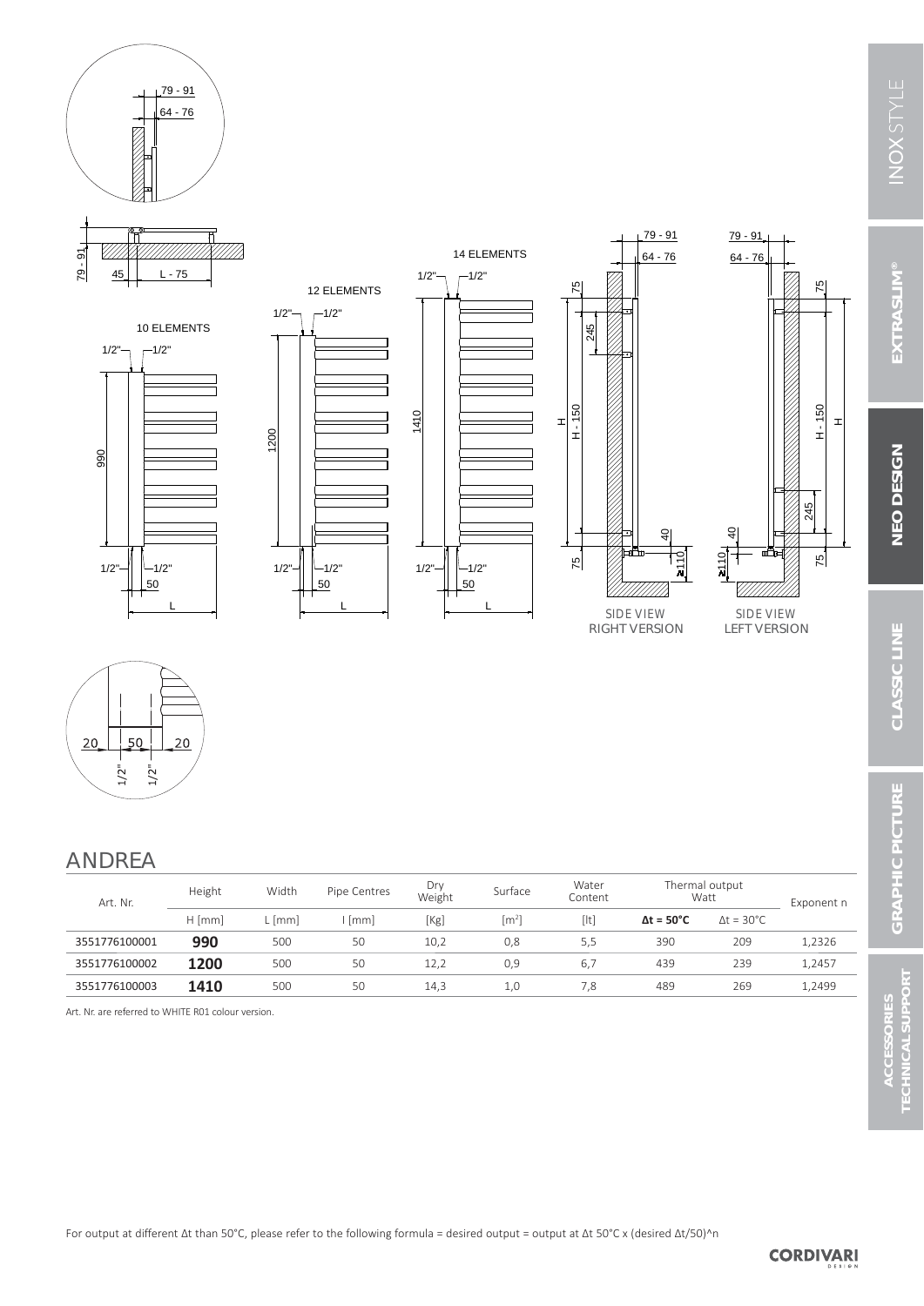## ANDREA

| Art. Nr. | Height | Width | Pipe Centres | Dry Weight | Surface | Water Content | Thermal output Watt | | Exponent n |
|---|---|---|---|---|---|---|---|---|---|
| | H [mm] | L [mm] | I [mm] | [Kg] | [m²] | [lt] | **Δt = 50°C** | Δt = 30°C | |
| 3551776100001 | **990** | 500 | 50 | 10,2 | 0,8 | 5,5 | 390 | 209 | 1,2326 |
| 3551776100002 | **1200** | 500 | 50 | 12,2 | 0,9 | 6,7 | 439 | 239 | 1,2457 |
| 3551776100003 | **1410** | 500 | 50 | 14,3 | 1,0 | 7,8 | 489 | 269 | 1,2499 |

Art. Nr. are referred to WHITE R01 colour version.

For output at different Δt than 50°C, please refer to the following formula = desired output = output at Δt 50°C x (desired Δt/50)^n